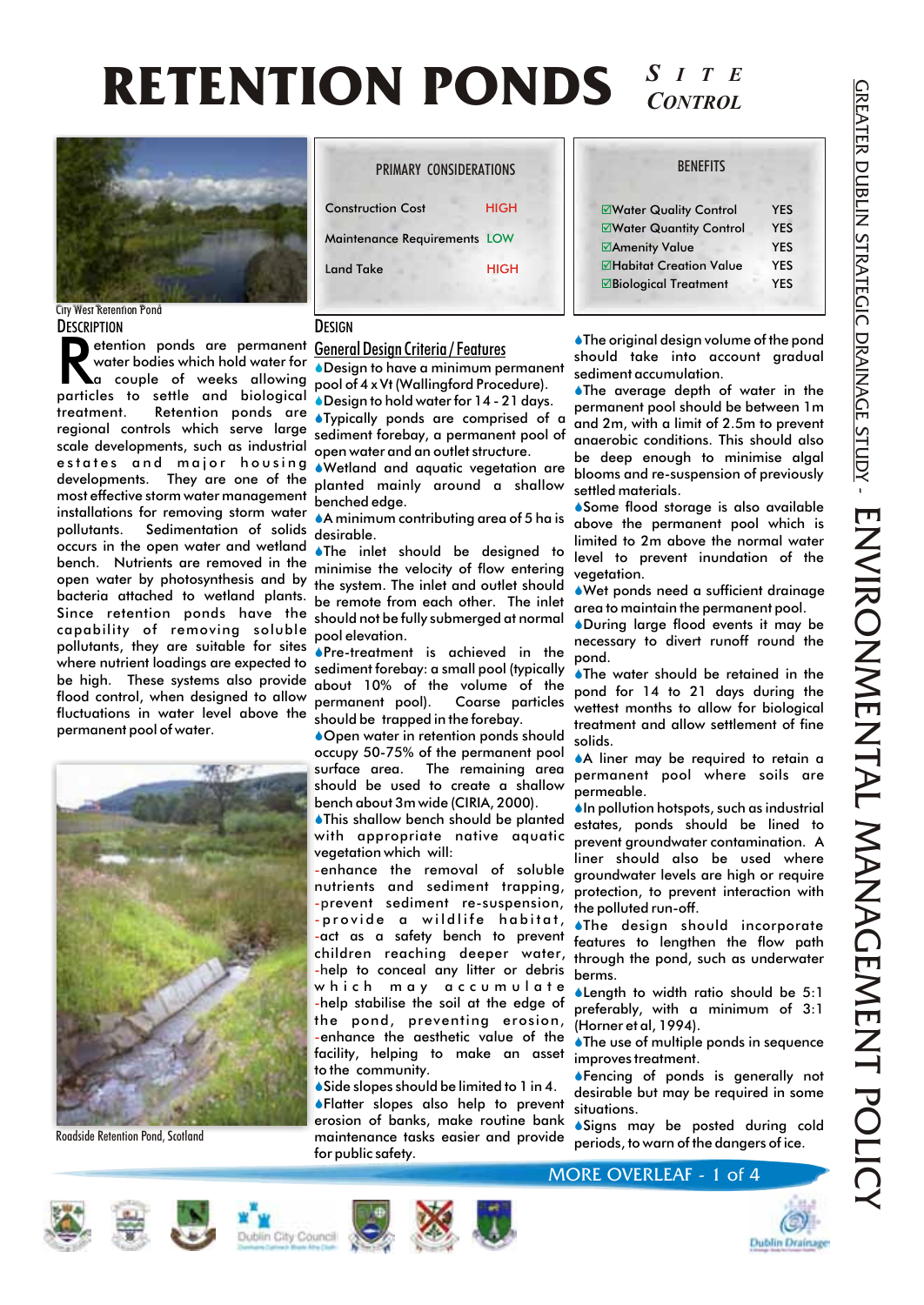# RETENTION PONDS *SITE CONTROL*

City West Retention Pond

| PRIMARY CONSIDERATIONS | |
|---|---|
| Construction Cost | HIGH |
| Maintenance Requirements | LOW |
| Land Take | HIGH |

| BENEFITS | |
|---|---|
| ☑Water Quality Control | YES |
| ☑Water Quantity Control | YES |
| ☑Amenity Value | YES |
| ☑Habitat Creation Value | YES |
| ☑Biological Treatment | YES |

## DESCRIPTION

Retention ponds are permanent water bodies which hold water for a couple of weeks allowing particles to settle and biological treatment. Retention ponds are regional controls which serve large scale developments, such as industrial estates and major housing developments. They are one of the most effective storm water management installations for removing storm water pollutants. Sedimentation of solids occurs in the open water and wetland bench. Nutrients are removed in the open water by photosynthesis and by bacteria attached to wetland plants. Since retention ponds have the capability of removing soluble pollutants, they are suitable for sites where nutrient loadings are expected to be high. These systems also provide flood control, when designed to allow fluctuations in water level above the permanent pool of water.

Roadside Retention Pond, Scotland

## DESIGN

### General Design Criteria / Features

- Design to have a minimum permanent pool of 4 x Vt (Wallingford Procedure).
- Design to hold water for 14 - 21 days.
- Typically ponds are comprised of a sediment forebay, a permanent pool of open water and an outlet structure.
- Wetland and aquatic vegetation are planted mainly around a shallow benched edge.
- A minimum contributing area of 5 ha is desirable.
- The inlet should be designed to minimise the velocity of flow entering the system. The inlet and outlet should be remote from each other. The inlet should not be fully submerged at normal pool elevation.
- Pre-treatment is achieved in the sediment forebay: a small pool (typically about 10% of the volume of the permanent pool). Coarse particles should be trapped in the forebay.
- Open water in retention ponds should occupy 50-75% of the permanent pool surface area. The remaining area should be used to create a shallow bench about 3m wide (CIRIA, 2000).
- This shallow bench should be planted with appropriate native aquatic vegetation which will:
  - enhance the removal of soluble nutrients and sediment trapping,
  - prevent sediment re-suspension,
  - provide a wildlife habitat,
  - act as a safety bench to prevent children reaching deeper water,
  - help to conceal any litter or debris which may accumulate
  - help stabilise the soil at the edge of the pond, preventing erosion,
  - enhance the aesthetic value of the facility, helping to make an asset to the community.
- Side slopes should be limited to 1 in 4.
- Flatter slopes also help to prevent erosion of banks, make routine bank maintenance tasks easier and provide for public safety.
- The original design volume of the pond should take into account gradual sediment accumulation.
- The average depth of water in the permanent pool should be between 1m and 2m, with a limit of 2.5m to prevent anaerobic conditions. This should also be deep enough to minimise algal blooms and re-suspension of previously settled materials.
- Some flood storage is also available above the permanent pool which is limited to 2m above the normal water level to prevent inundation of the vegetation.
- Wet ponds need a sufficient drainage area to maintain the permanent pool.
- During large flood events it may be necessary to divert runoff round the pond.
- The water should be retained in the pond for 14 to 21 days during the wettest months to allow for biological treatment and allow settlement of fine solids.
- A liner may be required to retain a permanent pool where soils are permeable.
- In pollution hotspots, such as industrial estates, ponds should be lined to prevent groundwater contamination. A liner should also be used where groundwater levels are high or require protection, to prevent interaction with the polluted run-off.
- The design should incorporate features to lengthen the flow path through the pond, such as underwater berms.
- Length to width ratio should be 5:1 preferably, with a minimum of 3:1 (Horner et al, 1994).
- The use of multiple ponds in sequence improves treatment.
- Fencing of ponds is generally not desirable but may be required in some situations.
- Signs may be posted during cold periods, to warn of the dangers of ice.

MORE OVERLEAF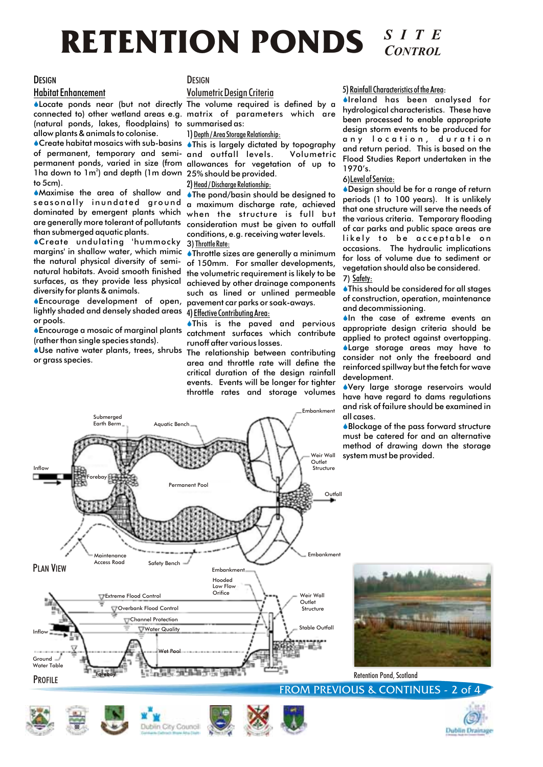# RETENTION PONDS *SITE CONTROL*

## Design

### Habitat Enhancement

- Locate ponds near (but not directly connected to) other wetland areas e.g. (natural ponds, lakes, floodplains) to allow plants & animals to colonise.
- Create habitat mosaics with sub-basins of permanent, temporary and semi-permanent ponds, varied in size (from 1ha down to $1m^2$) and depth (1m down to 5cm).
- Maximise the area of shallow and seasonally inundated ground dominated by emergent plants which are generally more tolerant of pollutants than submerged aquatic plants.
- Create undulating 'hummocky margins' in shallow water, which mimic the natural physical diversity of semi-natural habitats. Avoid smooth finished surfaces, as they provide less physical diversity for plants & animals.
- Encourage development of open, lightly shaded and densely shaded areas or pools.
- Encourage a mosaic of marginal plants (rather than single species stands).
- Use native water plants, trees, shrubs or grass species.

## Design

### Volumetric Design Criteria

The volume required is defined by a matrix of parameters which are summarised as:

1) Depth / Area Storage Relationship:

- This is largely dictated by topography and outfall levels. Volumetric allowances for vegetation of up to 25% should be provided.

2) Head / Discharge Relationship:

- The pond/basin should be designed to a maximum discharge rate, achieved when the structure is full but consideration must be given to outfall conditions, e.g. receiving water levels.

3) Throttle Rate:

- Throttle sizes are generally a minimum of 150mm. For smaller developments, the volumetric requirement is likely to be achieved by other drainage components such as lined or unlined permeable pavement car parks or soak-aways.

4) Effective Contributing Area:

- This is the paved and pervious catchment surfaces which contribute runoff after various losses.

The relationship between contributing area and throttle rate will define the critical duration of the design rainfall events. Events will be longer for tighter throttle rates and storage volumes

5) Rainfall Characteristics of the Area:

- Ireland has been analysed for hydrological characteristics. These have been processed to enable appropriate design storm events to be produced for any location, duration and return period. This is based on the Flood Studies Report undertaken in the 1970's.

6) Level of Service:

- Design should be for a range of return periods (1 to 100 years). It is unlikely that one structure will serve the needs of the various criteria. Temporary flooding of car parks and public space areas are likely to be acceptable on occasions. The hydraulic implications for loss of volume due to sediment or vegetation should also be considered.

7) Safety:

- This should be considered for all stages of construction, operation, maintenance and decommissioning.
- In the case of extreme events an appropriate design criteria should be applied to protect against overtopping.
- Large storage areas may have to consider not only the freeboard and reinforced spillway but the fetch for wave development.
- Very large storage reservoirs would have have regard to dams regulations and risk of failure should be examined in all cases.
- Blockage of the pass forward structure must be catered for and an alternative method of drawing down the storage system must be provided.

Submerged Earth Berm, Aquatic Bench, Embankment, Weir Wall Outlet Structure, Inflow, Forebay, Permanent Pool, Outfall, Maintenance Access Road, Safety Bench, Embankment

## Plan View

Embankment, Hooded Low Flow Orifice, Extreme Flood Control, Overbank Flood Control, Channel Protection, Water Quality, Weir Wall Outlet Structure, Stable Outfall, Inflow, Wet Pool, Ground Water Table, Forebay

## Profile

Retention Pond, Scotland

FROM PREVIOUS & CONTINUES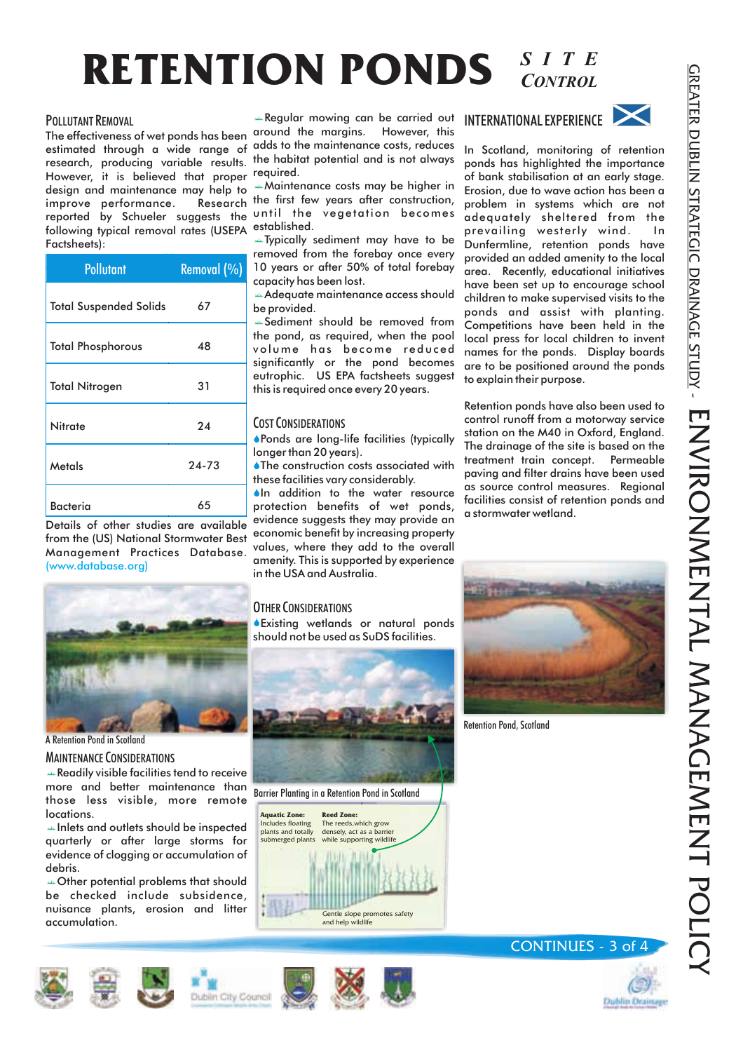# RETENTION PONDS *SITE CONTROL*

## POLLUTANT REMOVAL

The effectiveness of wet ponds has been estimated through a wide range of research, producing variable results. However, it is believed that proper design and maintenance may help to improve performance. Research reported by Schueler suggests the following typical removal rates (USEPA Factsheets):

| Pollutant | Removal (%) |
|---|---|
| Total Suspended Solids | 67 |
| Total Phosphorous | 48 |
| Total Nitrogen | 31 |
| Nitrate | 24 |
| Metals | 24-73 |
| Bacteria | 65 |

Details of other studies are available from the (US) National Stormwater Best Management Practices Database. (www.database.org)

A Retention Pond in Scotland

## MAINTENANCE CONSIDERATIONS

- Readily visible facilities tend to receive more and better maintenance than those less visible, more remote locations.
- Inlets and outlets should be inspected quarterly or after large storms for evidence of clogging or accumulation of debris.
- Other potential problems that should be checked include subsidence, nuisance plants, erosion and litter accumulation.
- Regular mowing can be carried out around the margins. However, this adds to the maintenance costs, reduces the habitat potential and is not always required.
- Maintenance costs may be higher in the first few years after construction, until the vegetation becomes established.
- Typically sediment may have to be removed from the forebay once every 10 years or after 50% of total forebay capacity has been lost.
- Adequate maintenance access should be provided.
- Sediment should be removed from the pond, as required, when the pool volume has become reduced significantly or the pond becomes eutrophic. US EPA factsheets suggest this is required once every 20 years.

## COST CONSIDERATIONS

- Ponds are long-life facilities (typically longer than 20 years).
- The construction costs associated with these facilities vary considerably.
- In addition to the water resource protection benefits of wet ponds, evidence suggests they may provide an economic benefit by increasing property values, where they add to the overall amenity. This is supported by experience in the USA and Australia.

## OTHER CONSIDERATIONS

- Existing wetlands or natural ponds should not be used as SuDS facilities.

Barrier Planting in a Retention Pond in Scotland

**Aquatic Zone:** Includes floating plants and totally submerged plants

**Reed Zone:** The reeds,which grow densely, act as a barrier while supporting wildlife

Gentle slope promotes safety and help wildlife

## INTERNATIONAL EXPERIENCE

In Scotland, monitoring of retention ponds has highlighted the importance of bank stabilisation at an early stage. Erosion, due to wave action has been a problem in systems which are not adequately sheltered from the prevailing westerly wind. In Dunfermline, retention ponds have provided an added amenity to the local area. Recently, educational initiatives have been set up to encourage school children to make supervised visits to the ponds and assist with planting. Competitions have been held in the local press for local children to invent names for the ponds. Display boards are to be positioned around the ponds to explain their purpose.

Retention ponds have also been used to control runoff from a motorway service station on the M40 in Oxford, England. The drainage of the site is based on the treatment train concept. Permeable paving and filter drains have been used as source control measures. Regional facilities consist of retention ponds and a stormwater wetland.

Retention Pond, Scotland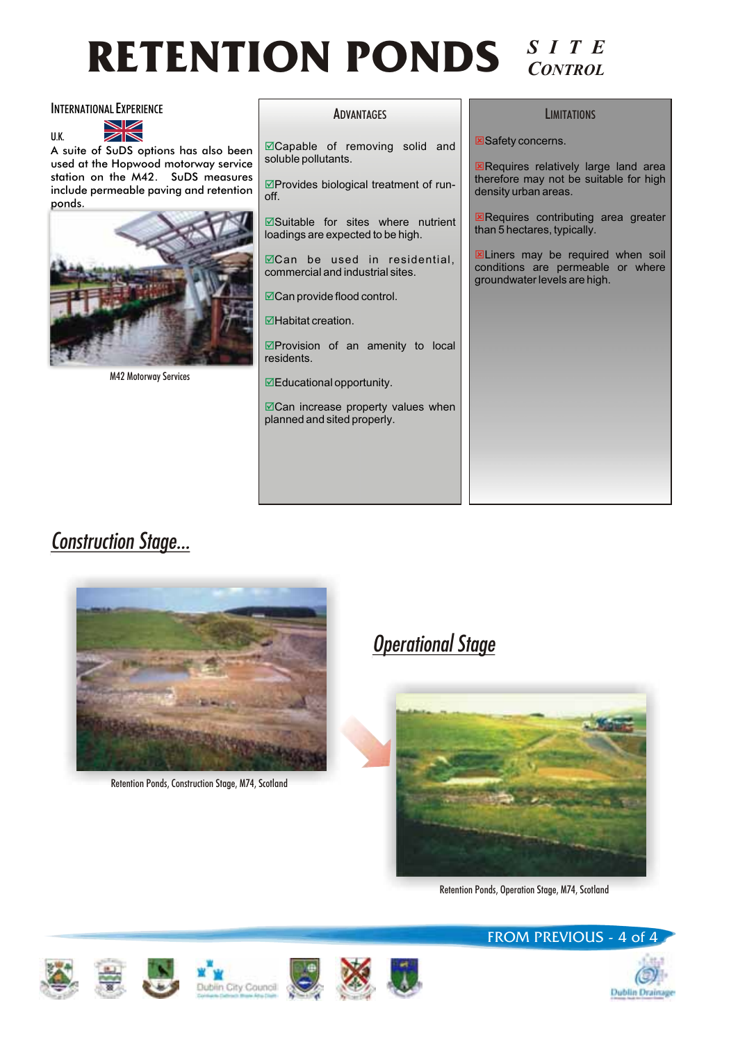# RETENTION PONDS *SITE CONTROL*

## International Experience

U.K.

A suite of SuDS options has also been used at the Hopwood motorway service station on the M42. SuDS measures include permeable paving and retention ponds.

M42 Motorway Services

## Advantages

- ☑Capable of removing solid and soluble pollutants.
- ☑Provides biological treatment of run-off.
- ☑Suitable for sites where nutrient loadings are expected to be high.
- ☑Can be used in residential, commercial and industrial sites.
- ☑Can provide flood control.
- ☑Habitat creation.
- ☑Provision of an amenity to local residents.
- ☑Educational opportunity.
- ☑Can increase property values when planned and sited properly.

## Limitations

- ☒Safety concerns.
- ☒Requires relatively large land area therefore may not be suitable for high density urban areas.
- ☒Requires contributing area greater than 5 hectares, typically.
- ☒Liners may be required when soil conditions are permeable or where groundwater levels are high.

## Construction Stage...

Retention Ponds, Construction Stage, M74, Scotland

## Operational Stage

Retention Ponds, Operation Stage, M74, Scotland

FROM PREVIOUS - 4 of 4